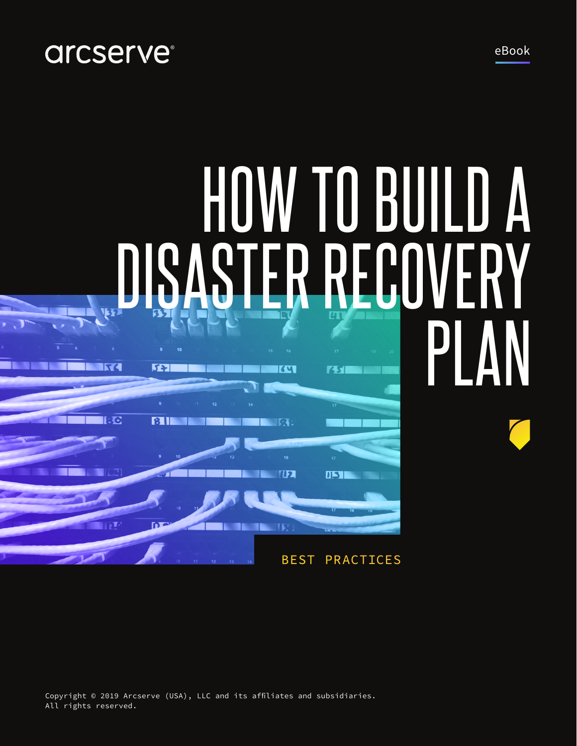arcserve®

eBook

# HOW TO BUILD A DISASTER RECOVERY PLAN

BEST PRACTICES

Copyright © 2019 Arcserve (USA), LLC and its affiliates and subsidiaries.
All rights reserved.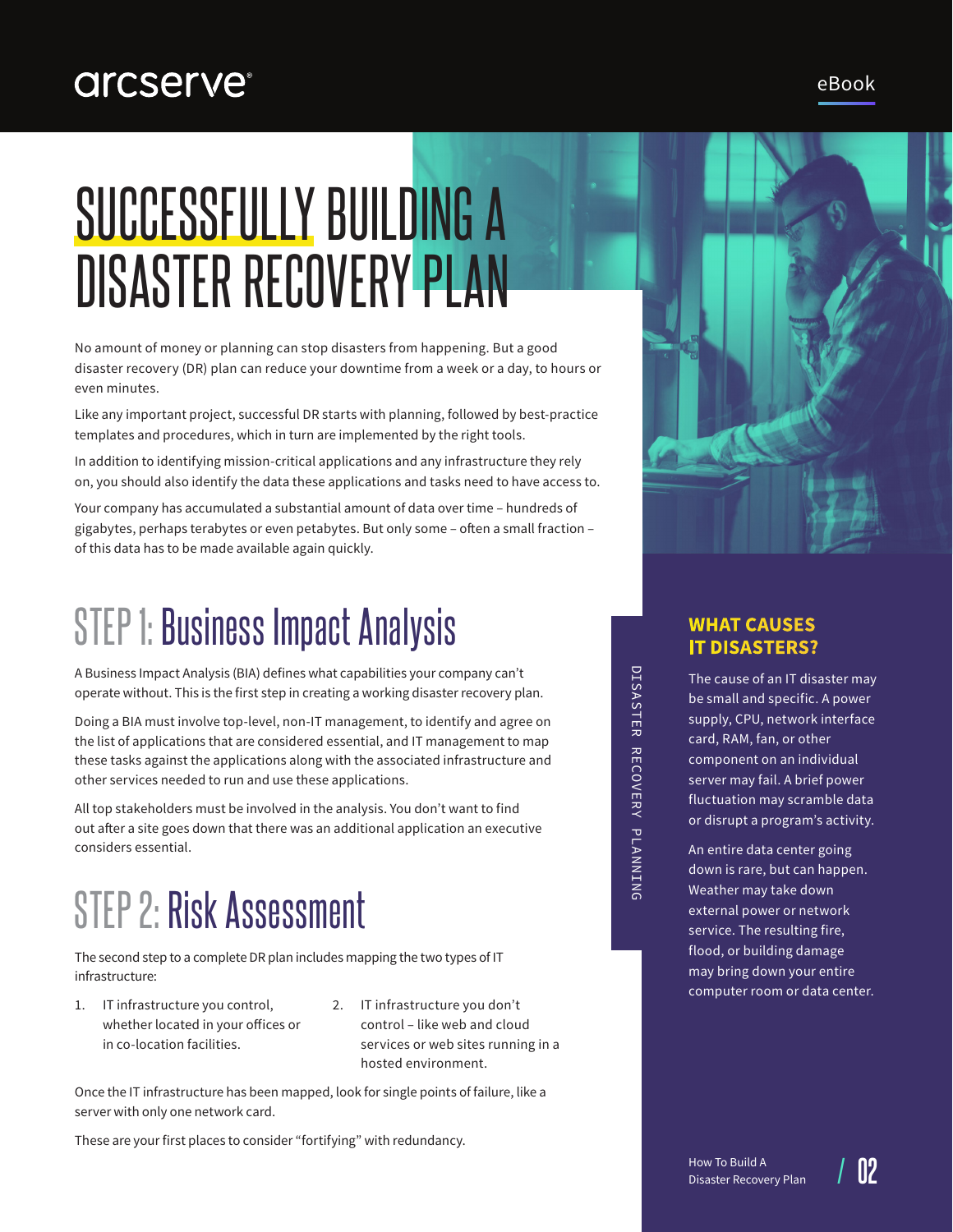# SUCCESSFULLY BUILDING A DISASTER RECOVERY PLAN

No amount of money or planning can stop disasters from happening. But a good disaster recovery (DR) plan can reduce your downtime from a week or a day, to hours or even minutes.

Like any important project, successful DR starts with planning, followed by best-practice templates and procedures, which in turn are implemented by the right tools.

In addition to identifying mission-critical applications and any infrastructure they rely on, you should also identify the data these applications and tasks need to have access to.

Your company has accumulated a substantial amount of data over time – hundreds of gigabytes, perhaps terabytes or even petabytes. But only some – often a small fraction – of this data has to be made available again quickly.

## STEP 1: Business Impact Analysis

A Business Impact Analysis (BIA) defines what capabilities your company can't operate without. This is the first step in creating a working disaster recovery plan.

Doing a BIA must involve top-level, non-IT management, to identify and agree on the list of applications that are considered essential, and IT management to map these tasks against the applications along with the associated infrastructure and other services needed to run and use these applications.

All top stakeholders must be involved in the analysis. You don't want to find out after a site goes down that there was an additional application an executive considers essential.

## STEP 2: Risk Assessment

The second step to a complete DR plan includes mapping the two types of IT infrastructure:

1. IT infrastructure you control, whether located in your offices or in co-location facilities.
2. IT infrastructure you don't control – like web and cloud services or web sites running in a hosted environment.

Once the IT infrastructure has been mapped, look for single points of failure, like a server with only one network card.

These are your first places to consider "fortifying" with redundancy.

### WHAT CAUSES IT DISASTERS?

The cause of an IT disaster may be small and specific. A power supply, CPU, network interface card, RAM, fan, or other component on an individual server may fail. A brief power fluctuation may scramble data or disrupt a program's activity.

An entire data center going down is rare, but can happen. Weather may take down external power or network service. The resulting fire, flood, or building damage may bring down your entire computer room or data center.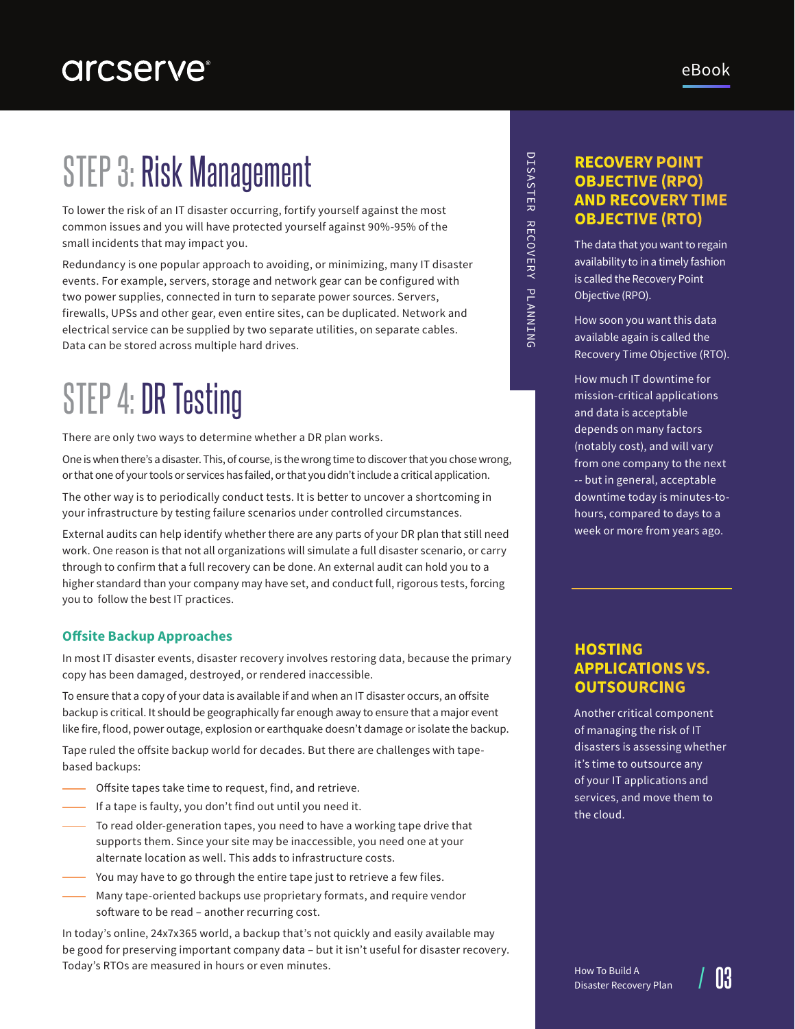# STEP 3: Risk Management

To lower the risk of an IT disaster occurring, fortify yourself against the most common issues and you will have protected yourself against 90%-95% of the small incidents that may impact you.

Redundancy is one popular approach to avoiding, or minimizing, many IT disaster events. For example, servers, storage and network gear can be configured with two power supplies, connected in turn to separate power sources. Servers, firewalls, UPSs and other gear, even entire sites, can be duplicated. Network and electrical service can be supplied by two separate utilities, on separate cables. Data can be stored across multiple hard drives.

# STEP 4: DR Testing

There are only two ways to determine whether a DR plan works.

One is when there's a disaster. This, of course, is the wrong time to discover that you chose wrong, or that one of your tools or services has failed, or that you didn't include a critical application.

The other way is to periodically conduct tests. It is better to uncover a shortcoming in your infrastructure by testing failure scenarios under controlled circumstances.

External audits can help identify whether there are any parts of your DR plan that still need work. One reason is that not all organizations will simulate a full disaster scenario, or carry through to confirm that a full recovery can be done. An external audit can hold you to a higher standard than your company may have set, and conduct full, rigorous tests, forcing you to follow the best IT practices.

### Offsite Backup Approaches

In most IT disaster events, disaster recovery involves restoring data, because the primary copy has been damaged, destroyed, or rendered inaccessible.

To ensure that a copy of your data is available if and when an IT disaster occurs, an offsite backup is critical. It should be geographically far enough away to ensure that a major event like fire, flood, power outage, explosion or earthquake doesn't damage or isolate the backup.

Tape ruled the offsite backup world for decades. But there are challenges with tape-based backups:

- Offsite tapes take time to request, find, and retrieve.
- If a tape is faulty, you don't find out until you need it.
- To read older-generation tapes, you need to have a working tape drive that supports them. Since your site may be inaccessible, you need one at your alternate location as well. This adds to infrastructure costs.
- You may have to go through the entire tape just to retrieve a few files.
- Many tape-oriented backups use proprietary formats, and require vendor software to be read – another recurring cost.

In today's online, 24x7x365 world, a backup that's not quickly and easily available may be good for preserving important company data – but it isn't useful for disaster recovery. Today's RTOs are measured in hours or even minutes.

## RECOVERY POINT OBJECTIVE (RPO) AND RECOVERY TIME OBJECTIVE (RTO)

The data that you want to regain availability to in a timely fashion is called the Recovery Point Objective (RPO).

How soon you want this data available again is called the Recovery Time Objective (RTO).

How much IT downtime for mission-critical applications and data is acceptable depends on many factors (notably cost), and will vary from one company to the next -- but in general, acceptable downtime today is minutes-to-hours, compared to days to a week or more from years ago.

## HOSTING APPLICATIONS VS. OUTSOURCING

Another critical component of managing the risk of IT disasters is assessing whether it's time to outsource any of your IT applications and services, and move them to the cloud.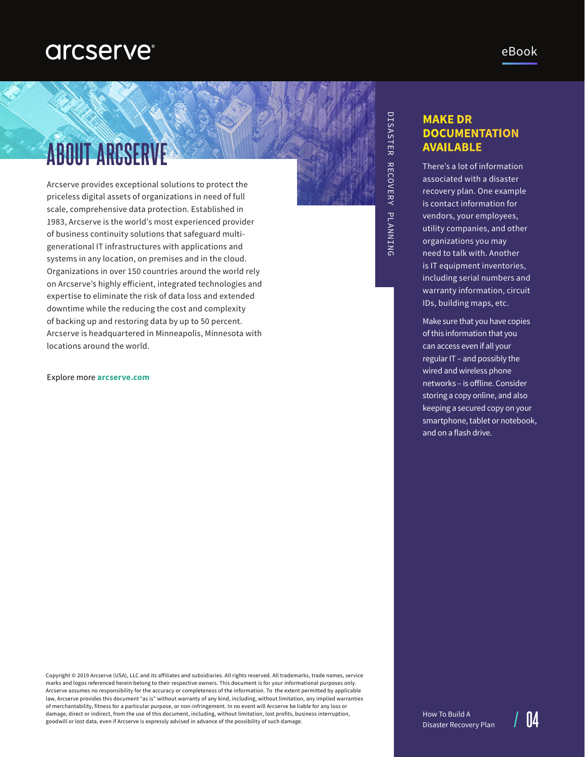# ABOUT ARCSERVE

Arcserve provides exceptional solutions to protect the priceless digital assets of organizations in need of full scale, comprehensive data protection. Established in 1983, Arcserve is the world's most experienced provider of business continuity solutions that safeguard multi-generational IT infrastructures with applications and systems in any location, on premises and in the cloud. Organizations in over 150 countries around the world rely on Arcserve's highly efficient, integrated technologies and expertise to eliminate the risk of data loss and extended downtime while the reducing the cost and complexity of backing up and restoring data by up to 50 percent. Arcserve is headquartered in Minneapolis, Minnesota with locations around the world.

Explore more **arcserve.com**

## MAKE DR DOCUMENTATION AVAILABLE

There's a lot of information associated with a disaster recovery plan. One example is contact information for vendors, your employees, utility companies, and other organizations you may need to talk with. Another is IT equipment inventories, including serial numbers and warranty information, circuit IDs, building maps, etc.

Make sure that you have copies of this information that you can access even if all your regular IT – and possibly the wired and wireless phone networks – is offline. Consider storing a copy online, and also keeping a secured copy on your smartphone, tablet or notebook, and on a flash drive.

Copyright © 2019 Arcserve (USA), LLC and its affiliates and subsidiaries. All rights reserved. All trademarks, trade names, service marks and logos referenced herein belong to their respective owners. This document is for your informational purposes only. Arcserve assumes no responsibility for the accuracy or completeness of the information. To the extent permitted by applicable law, Arcserve provides this document "as is" without warranty of any kind, including, without limitation, any implied warranties of merchantability, fitness for a particular purpose, or non-infringement. In no event will Arcserve be liable for any loss or damage, direct or indirect, from the use of this document, including, without limitation, lost profits, business interruption, goodwill or lost data, even if Arcserve is expressly advised in advance of the possibility of such damage.